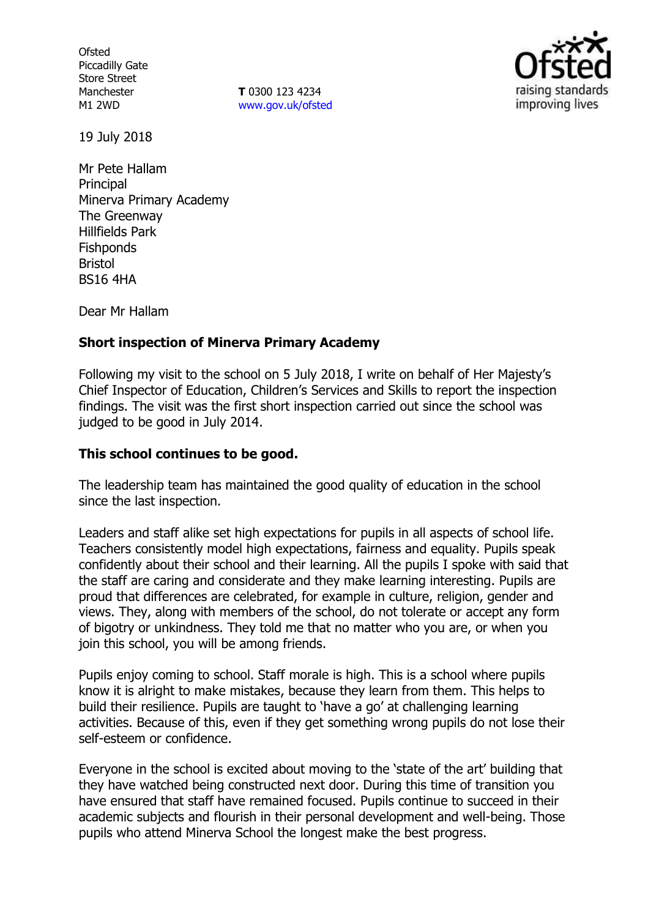Ofsted
Piccadilly Gate
Store Street
Manchester
M1 2WD

**T** 0300 123 4234
www.gov.uk/ofsted

19 July 2018

Mr Pete Hallam
Principal
Minerva Primary Academy
The Greenway
Hillfields Park
Fishponds
Bristol
BS16 4HA

Dear Mr Hallam

**Short inspection of Minerva Primary Academy**

Following my visit to the school on 5 July 2018, I write on behalf of Her Majesty's Chief Inspector of Education, Children's Services and Skills to report the inspection findings. The visit was the first short inspection carried out since the school was judged to be good in July 2014.

**This school continues to be good.**

The leadership team has maintained the good quality of education in the school since the last inspection.

Leaders and staff alike set high expectations for pupils in all aspects of school life. Teachers consistently model high expectations, fairness and equality. Pupils speak confidently about their school and their learning. All the pupils I spoke with said that the staff are caring and considerate and they make learning interesting. Pupils are proud that differences are celebrated, for example in culture, religion, gender and views. They, along with members of the school, do not tolerate or accept any form of bigotry or unkindness. They told me that no matter who you are, or when you join this school, you will be among friends.

Pupils enjoy coming to school. Staff morale is high. This is a school where pupils know it is alright to make mistakes, because they learn from them. This helps to build their resilience. Pupils are taught to 'have a go' at challenging learning activities. Because of this, even if they get something wrong pupils do not lose their self-esteem or confidence.

Everyone in the school is excited about moving to the 'state of the art' building that they have watched being constructed next door. During this time of transition you have ensured that staff have remained focused. Pupils continue to succeed in their academic subjects and flourish in their personal development and well-being. Those pupils who attend Minerva School the longest make the best progress.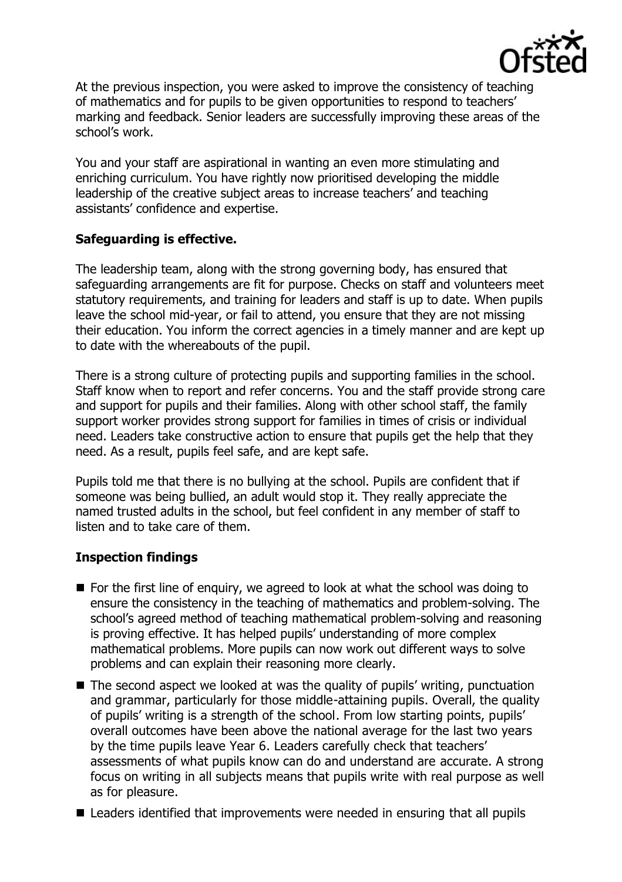At the previous inspection, you were asked to improve the consistency of teaching of mathematics and for pupils to be given opportunities to respond to teachers' marking and feedback. Senior leaders are successfully improving these areas of the school's work.

You and your staff are aspirational in wanting an even more stimulating and enriching curriculum. You have rightly now prioritised developing the middle leadership of the creative subject areas to increase teachers' and teaching assistants' confidence and expertise.

### Safeguarding is effective.

The leadership team, along with the strong governing body, has ensured that safeguarding arrangements are fit for purpose. Checks on staff and volunteers meet statutory requirements, and training for leaders and staff is up to date. When pupils leave the school mid-year, or fail to attend, you ensure that they are not missing their education. You inform the correct agencies in a timely manner and are kept up to date with the whereabouts of the pupil.

There is a strong culture of protecting pupils and supporting families in the school. Staff know when to report and refer concerns. You and the staff provide strong care and support for pupils and their families. Along with other school staff, the family support worker provides strong support for families in times of crisis or individual need. Leaders take constructive action to ensure that pupils get the help that they need. As a result, pupils feel safe, and are kept safe.

Pupils told me that there is no bullying at the school. Pupils are confident that if someone was being bullied, an adult would stop it. They really appreciate the named trusted adults in the school, but feel confident in any member of staff to listen and to take care of them.

### Inspection findings

- For the first line of enquiry, we agreed to look at what the school was doing to ensure the consistency in the teaching of mathematics and problem-solving. The school's agreed method of teaching mathematical problem-solving and reasoning is proving effective. It has helped pupils' understanding of more complex mathematical problems. More pupils can now work out different ways to solve problems and can explain their reasoning more clearly.
- The second aspect we looked at was the quality of pupils' writing, punctuation and grammar, particularly for those middle-attaining pupils. Overall, the quality of pupils' writing is a strength of the school. From low starting points, pupils' overall outcomes have been above the national average for the last two years by the time pupils leave Year 6. Leaders carefully check that teachers' assessments of what pupils know can do and understand are accurate. A strong focus on writing in all subjects means that pupils write with real purpose as well as for pleasure.
- Leaders identified that improvements were needed in ensuring that all pupils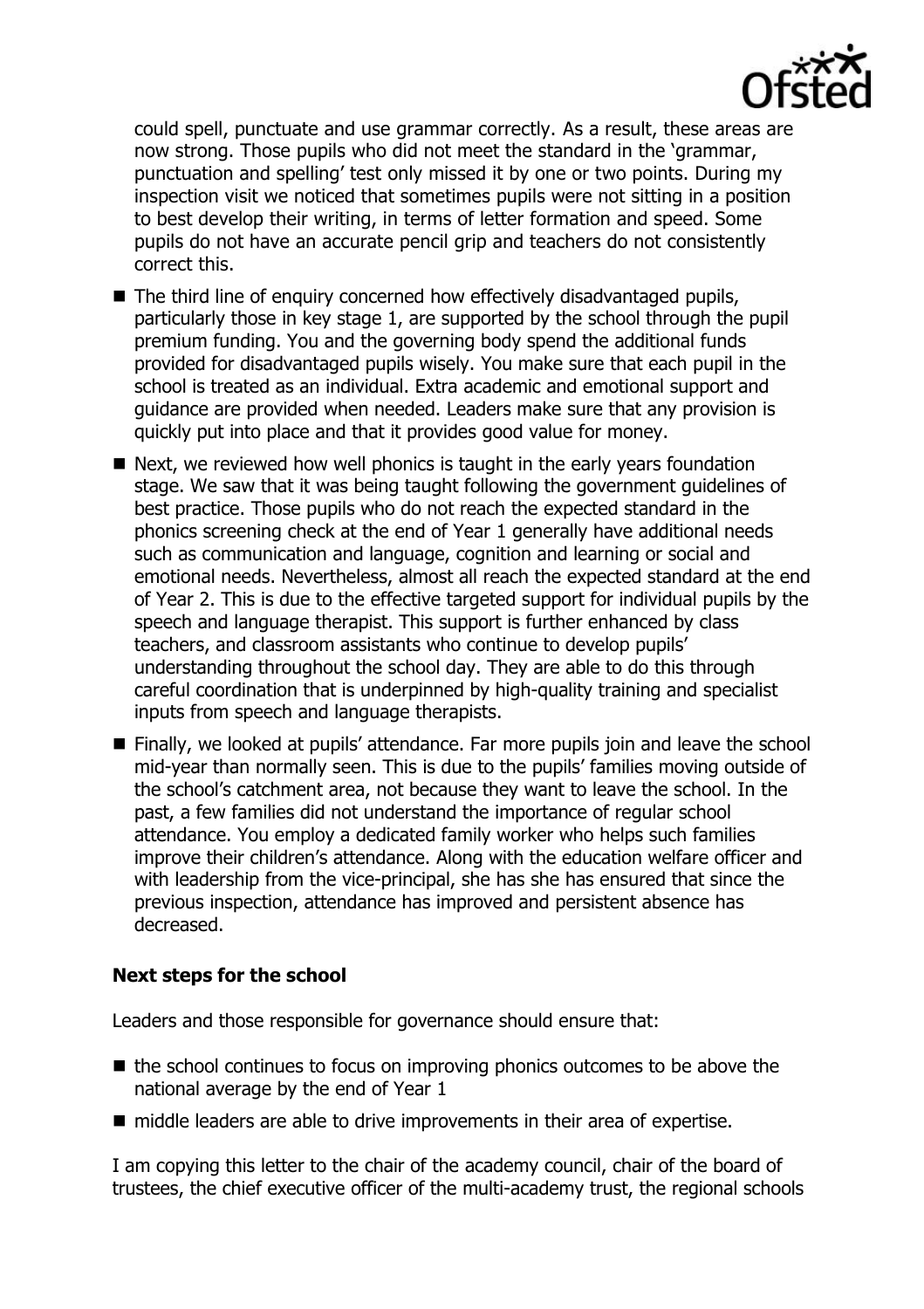could spell, punctuate and use grammar correctly. As a result, these areas are now strong. Those pupils who did not meet the standard in the 'grammar, punctuation and spelling' test only missed it by one or two points. During my inspection visit we noticed that sometimes pupils were not sitting in a position to best develop their writing, in terms of letter formation and speed. Some pupils do not have an accurate pencil grip and teachers do not consistently correct this.

- The third line of enquiry concerned how effectively disadvantaged pupils, particularly those in key stage 1, are supported by the school through the pupil premium funding. You and the governing body spend the additional funds provided for disadvantaged pupils wisely. You make sure that each pupil in the school is treated as an individual. Extra academic and emotional support and guidance are provided when needed. Leaders make sure that any provision is quickly put into place and that it provides good value for money.
- Next, we reviewed how well phonics is taught in the early years foundation stage. We saw that it was being taught following the government guidelines of best practice. Those pupils who do not reach the expected standard in the phonics screening check at the end of Year 1 generally have additional needs such as communication and language, cognition and learning or social and emotional needs. Nevertheless, almost all reach the expected standard at the end of Year 2. This is due to the effective targeted support for individual pupils by the speech and language therapist. This support is further enhanced by class teachers, and classroom assistants who continue to develop pupils' understanding throughout the school day. They are able to do this through careful coordination that is underpinned by high-quality training and specialist inputs from speech and language therapists.
- Finally, we looked at pupils' attendance. Far more pupils join and leave the school mid-year than normally seen. This is due to the pupils' families moving outside of the school's catchment area, not because they want to leave the school. In the past, a few families did not understand the importance of regular school attendance. You employ a dedicated family worker who helps such families improve their children's attendance. Along with the education welfare officer and with leadership from the vice-principal, she has she has ensured that since the previous inspection, attendance has improved and persistent absence has decreased.

**Next steps for the school**

Leaders and those responsible for governance should ensure that:

- the school continues to focus on improving phonics outcomes to be above the national average by the end of Year 1
- middle leaders are able to drive improvements in their area of expertise.

I am copying this letter to the chair of the academy council, chair of the board of trustees, the chief executive officer of the multi-academy trust, the regional schools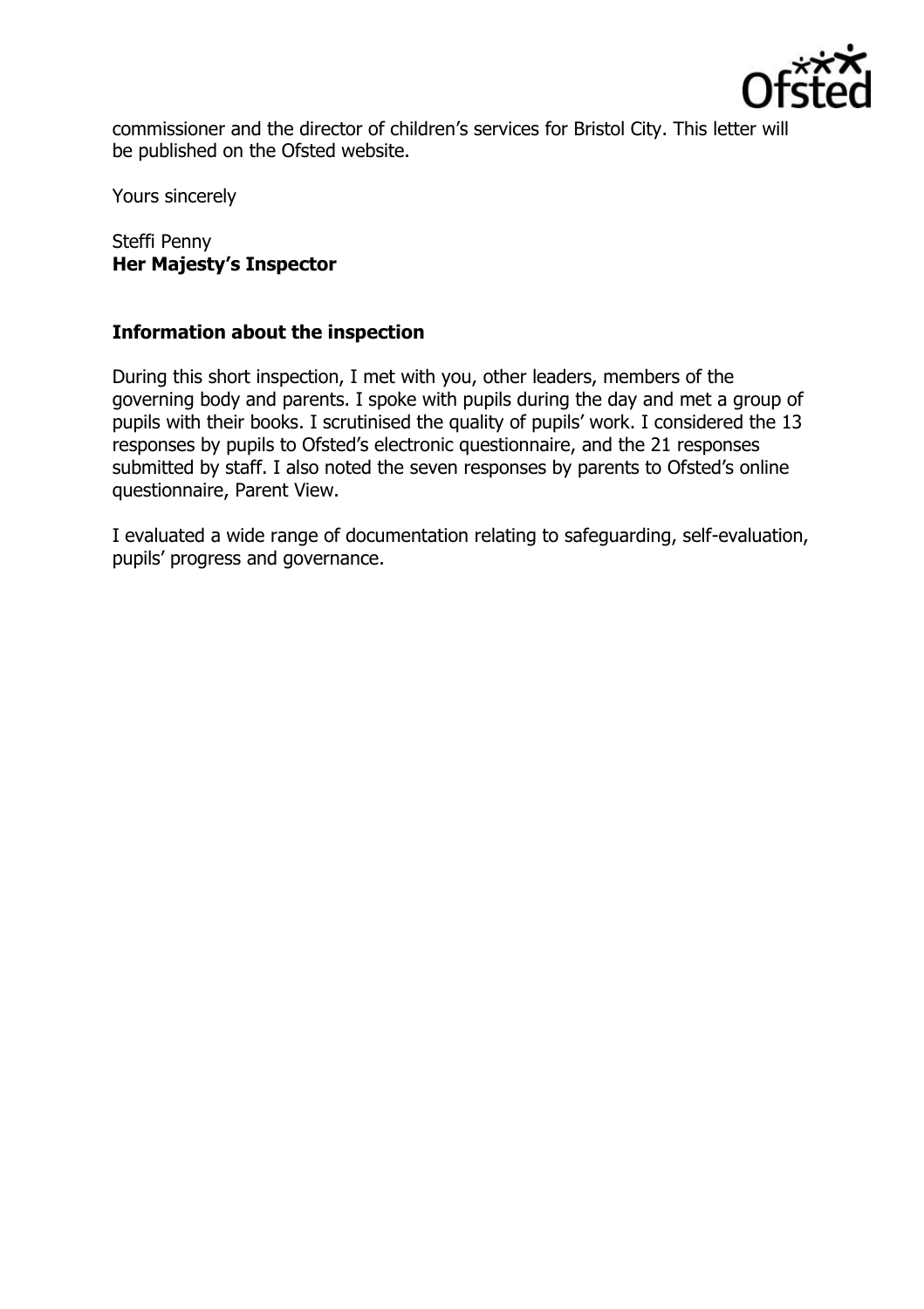commissioner and the director of children's services for Bristol City. This letter will be published on the Ofsted website.

Yours sincerely

Steffi Penny
**Her Majesty's Inspector**

## Information about the inspection

During this short inspection, I met with you, other leaders, members of the governing body and parents. I spoke with pupils during the day and met a group of pupils with their books. I scrutinised the quality of pupils' work. I considered the 13 responses by pupils to Ofsted's electronic questionnaire, and the 21 responses submitted by staff. I also noted the seven responses by parents to Ofsted's online questionnaire, Parent View.

I evaluated a wide range of documentation relating to safeguarding, self-evaluation, pupils' progress and governance.